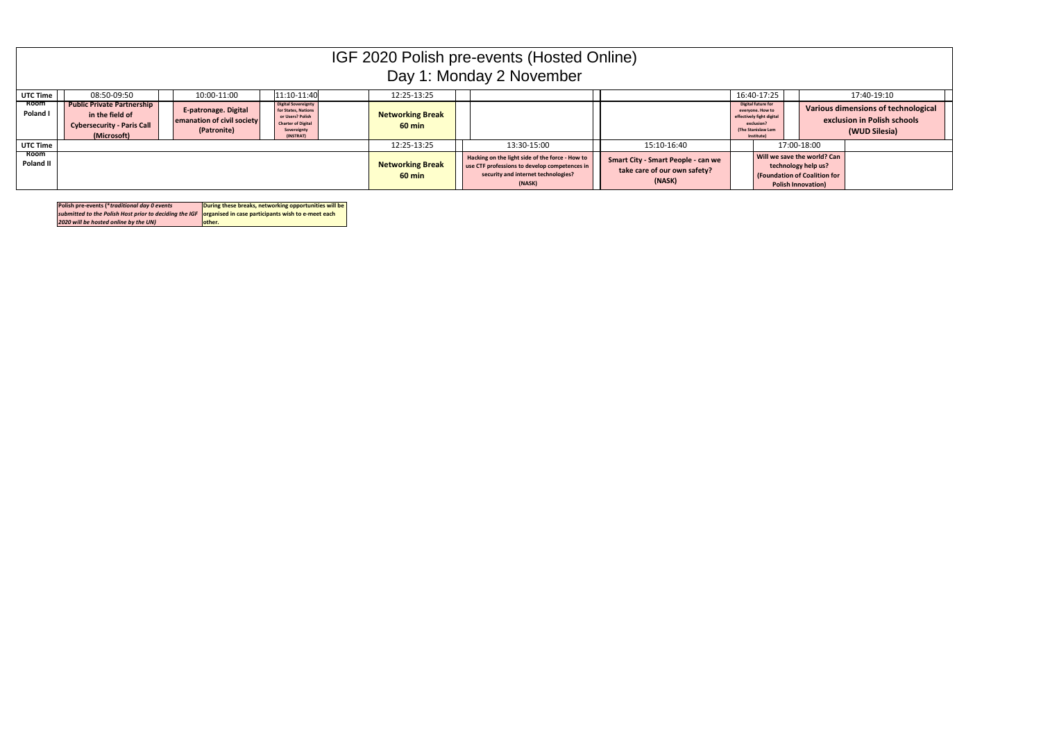# IGF 2020 Polish pre-events (Hosted Online)

## Day 1: Monday 2 November

| UTC Time | 08:50-09:50 | 10:00-11:00 | 11:10-11:40 | 12:25-13:25 | | | 16:40-17:25 | 17:40-19:10 |
|---|---|---|---|---|---|---|---|---|
| Room Poland I | **Public Private Partnership in the field of Cybersecurity - Paris Call (Microsoft)** | **E-patronage. Digital emanation of civil society (Patronite)** | **Digital Sovereignty for States, Nations or Users? Polish Charter of Digital Sovereignty (INSTRAT)** | **Networking Break 60 min** | | | **Digital future for everyone. How to effectively fight digital exclusion? (The Stanislaw Lem Institute)** | **Various dimensions of technological exclusion in Polish schools (WUD Silesia)** |
| UTC Time | | | | 12:25-13:25 | 13:30-15:00 | 15:10-16:40 | 17:00-18:00 | |
| Room Poland II | | | | **Networking Break 60 min** | **Hacking on the light side of the force - How to use CTF professions to develop competences in security and internet technologies? (NASK)** | **Smart City - Smart People - can we take care of our own safety? (NASK)** | **Will we save the world? Can technology help us? (Foundation of Coalition for Polish Innovation)** | |

| | |
|---|---|
| **Polish pre-events (*traditional day 0 events submitted to the Polish Host prior to deciding the IGF 2020 will be hosted online by the UN)*** | **During these breaks, networking opportunities will be organised in case participants wish to e-meet each other.** |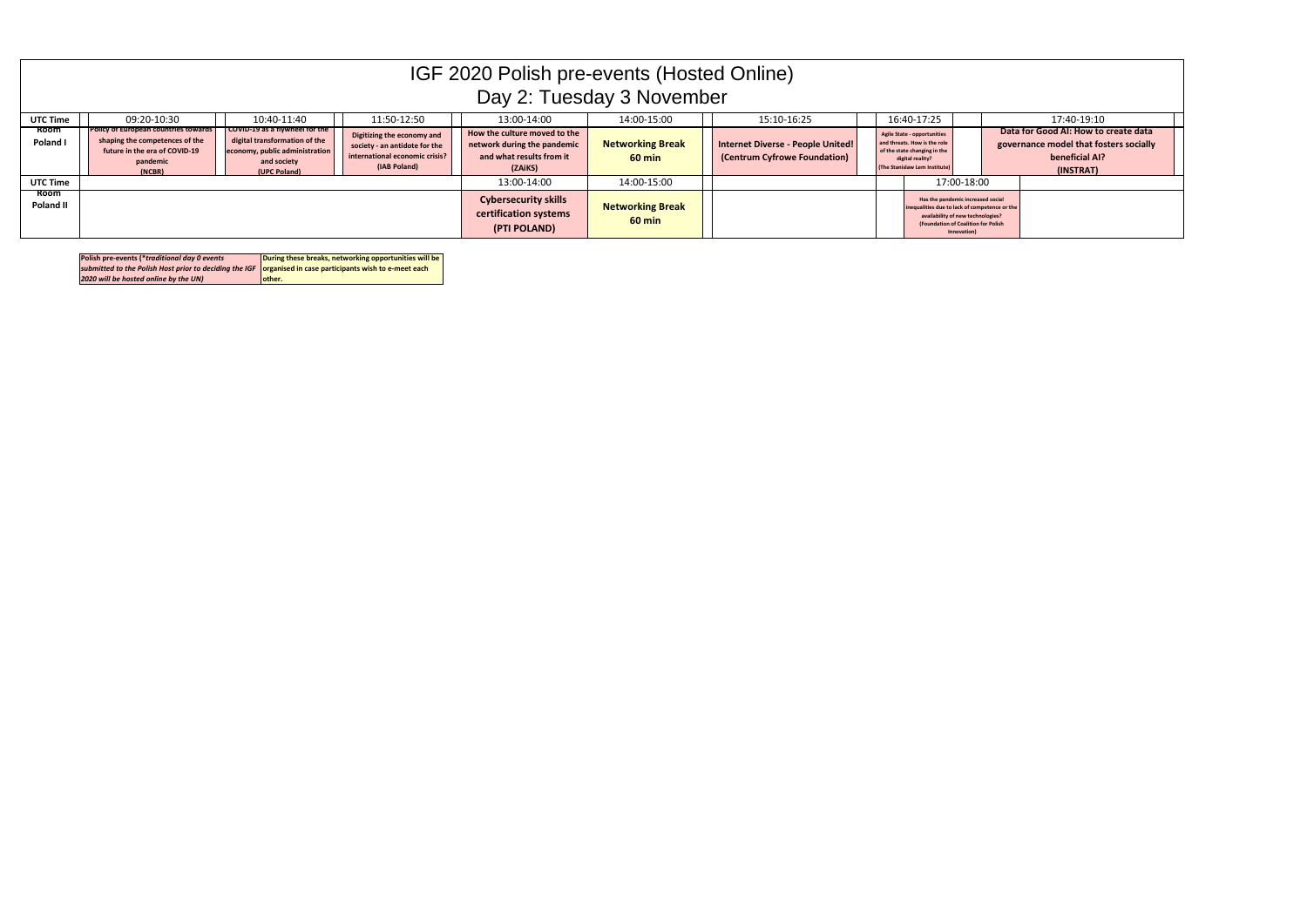# IGF 2020 Polish pre-events (Hosted Online)

## Day 2: Tuesday 3 November

| UTC Time | 09:20-10:30 | 10:40-11:40 | 11:50-12:50 | 13:00-14:00 | 14:00-15:00 | 15:10-16:25 | 16:40-17:25 | 17:40-19:10 |
|---|---|---|---|---|---|---|---|---|
| Room Poland I | **Policy of European countries towards shaping the competences of the future in the era of COVID-19 pandemic (NCBR)** | **COVID-19 as a flywheel for the digital transformation of the economy, public administration and society (UPC Poland)** | **Digitizing the economy and society - an antidote for the international economic crisis? (IAB Poland)** | **How the culture moved to the network during the pandemic and what results from it (ZAiKS)** | **Networking Break 60 min** | **Internet Diverse - People United! (Centrum Cyfrowe Foundation)** | **Agile State - opportunities and threats. How is the role of the state changing in the digital reality? (The Stanislaw Lem Institute)** | **Data for Good AI: How to create data governance model that fosters socially beneficial AI? (INSTRAT)** |

| UTC Time | 13:00-14:00 | 14:00-15:00 | 17:00-18:00 |
|---|---|---|---|
| Room Poland II | **Cybersecurity skills certification systems (PTI POLAND)** | **Networking Break 60 min** | **Has the pandemic increased social inequalities due to lack of competence or the availability of new technologies? (Foundation of Coalition for Polish Innovation)** |

| | |
|---|---|
| **Polish pre-events (*traditional day 0 events submitted to the Polish Host prior to deciding the IGF 2020 will be hosted online by the UN)*** | **During these breaks, networking opportunities will be organised in case participants wish to e-meet each other.** |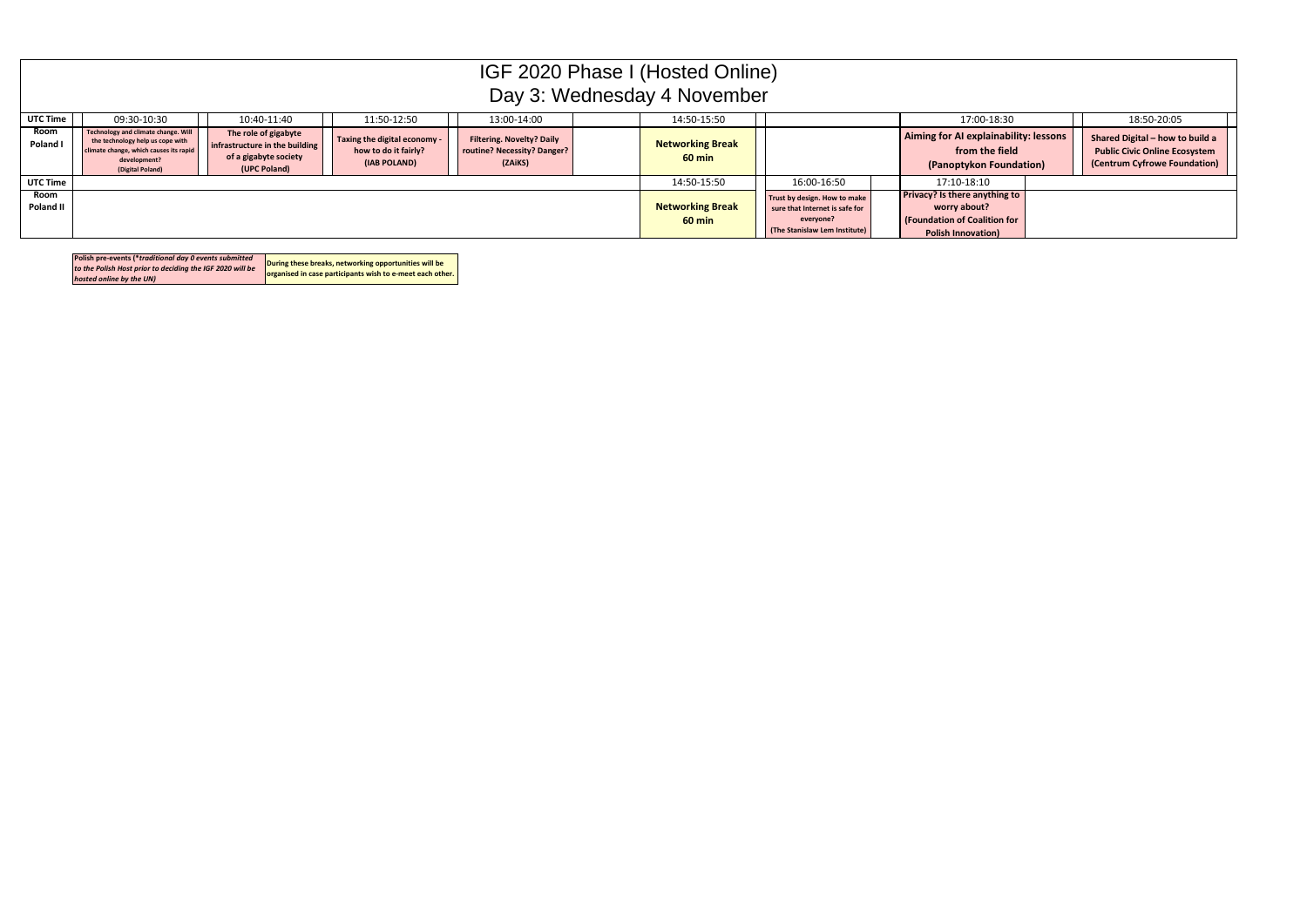# IGF 2020 Phase I (Hosted Online)
## Day 3: Wednesday 4 November

| UTC Time | 09:30-10:30 | 10:40-11:40 | 11:50-12:50 | 13:00-14:00 | 14:50-15:50 | | 17:00-18:30 | 18:50-20:05 |
|---|---|---|---|---|---|---|---|---|
| Room Poland I | **Technology and climate change. Will the technology help us cope with climate change, which causes its rapid development? (Digital Poland)** | **The role of gigabyte infrastructure in the building of a gigabyte society (UPC Poland)** | **Taxing the digital economy - how to do it fairly? (IAB POLAND)** | **Filtering. Novelty? Daily routine? Necessity? Danger? (ZAiKS)** | **Networking Break 60 min** | | **Aiming for AI explainability: lessons from the field (Panoptykon Foundation)** | **Shared Digital – how to build a Public Civic Online Ecosystem (Centrum Cyfrowe Foundation)** |
| UTC Time | | | | | 14:50-15:50 | 16:00-16:50 | 17:10-18:10 | |
| Room Poland II | | | | | **Networking Break 60 min** | **Trust by design. How to make sure that Internet is safe for everyone? (The Stanislaw Lem Institute)** | **Privacy? Is there anything to worry about? (Foundation of Coalition for Polish Innovation)** | |

| | |
|---|---|
| ***Polish pre-events (\*traditional day 0 events submitted to the Polish Host prior to deciding the IGF 2020 will be hosted online by the UN)*** | **During these breaks, networking opportunities will be organised in case participants wish to e-meet each other.** |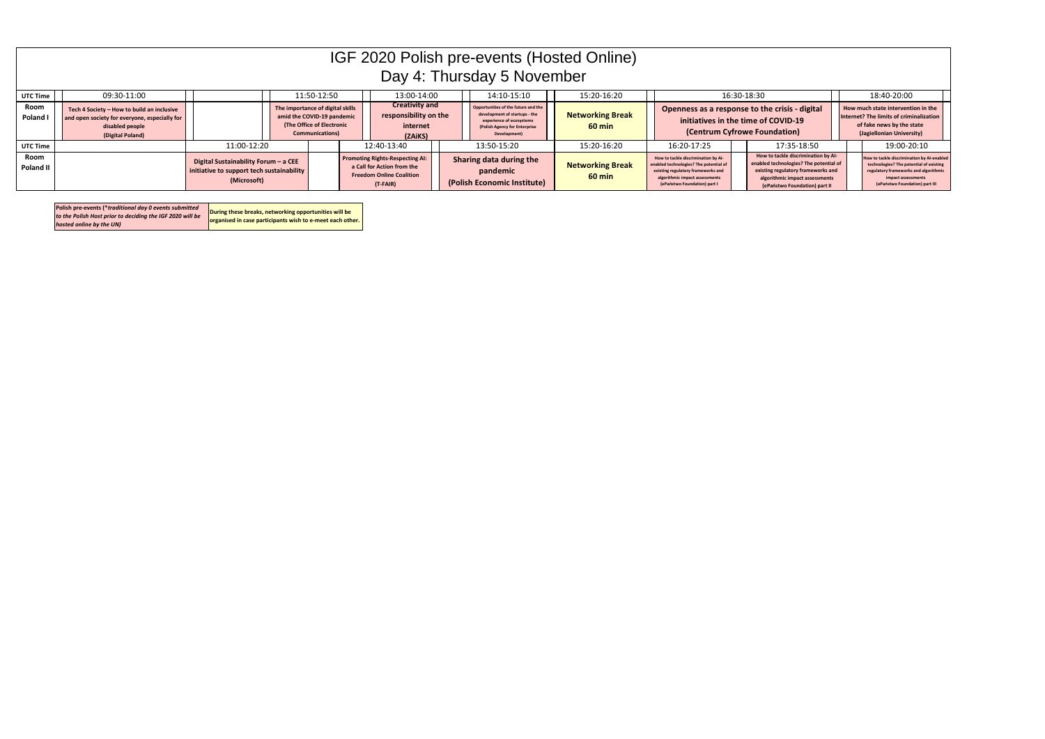# IGF 2020 Polish pre-events (Hosted Online)

## Day 4: Thursday 5 November

| UTC Time | 09:30-11:00 | 11:50-12:50 | 13:00-14:00 | 14:10-15:10 | 15:20-16:20 | 16:30-18:30 | 18:40-20:00 |
|---|---|---|---|---|---|---|---|
| Room Poland I | **Tech 4 Society – How to build an inclusive and open society for everyone, especially for disabled people (Digital Poland)** | **The importance of digital skills amid the COVID-19 pandemic (The Office of Electronic Communications)** | **Creativity and responsibility on the internet (ZAiKS)** | **Opportunities of the future and the development of startups - the experience of ecosystems (Polish Agency for Enterprise Development)** | **Networking Break 60 min** | **Openness as a response to the crisis - digital initiatives in the time of COVID-19 (Centrum Cyfrowe Foundation)** | **How much state intervention in the Internet? The limits of criminalization of fake news by the state (Jagiellonian University)** |

| UTC Time | 11:00-12:20 | 12:40-13:40 | 13:50-15:20 | 15:20-16:20 | 16:20-17:25 | 17:35-18:50 | 19:00-20:10 |
|---|---|---|---|---|---|---|---|
| Room Poland II | **Digital Sustainability Forum – a CEE initiative to support tech sustainability (Microsoft)** | **Promoting Rights-Respecting AI: a Call for Action from the Freedom Online Coalition (T-FAIR)** | **Sharing data during the pandemic (Polish Economic Institute)** | **Networking Break 60 min** | **How to tackle discrimination by AI-enabled technologies? The potential of existing regulatory frameworks and algorithmic impact assessments (ePaństwo Foundation) part I** | **How to tackle discrimination by AI-enabled technologies? The potential of existing regulatory frameworks and algorithmic impact assessments (ePaństwo Foundation) part II** | **How to tackle discrimination by AI-enabled technologies? The potential of existing regulatory frameworks and algorithmic impact assessments (ePaństwo Foundation) part III** |

| | |
|---|---|
| **Polish pre-events (*\*traditional day 0 events submitted to the Polish Host prior to deciding the IGF 2020 will be hosted online by the UN*)** | **During these breaks, networking opportunities will be organised in case participants wish to e-meet each other.** |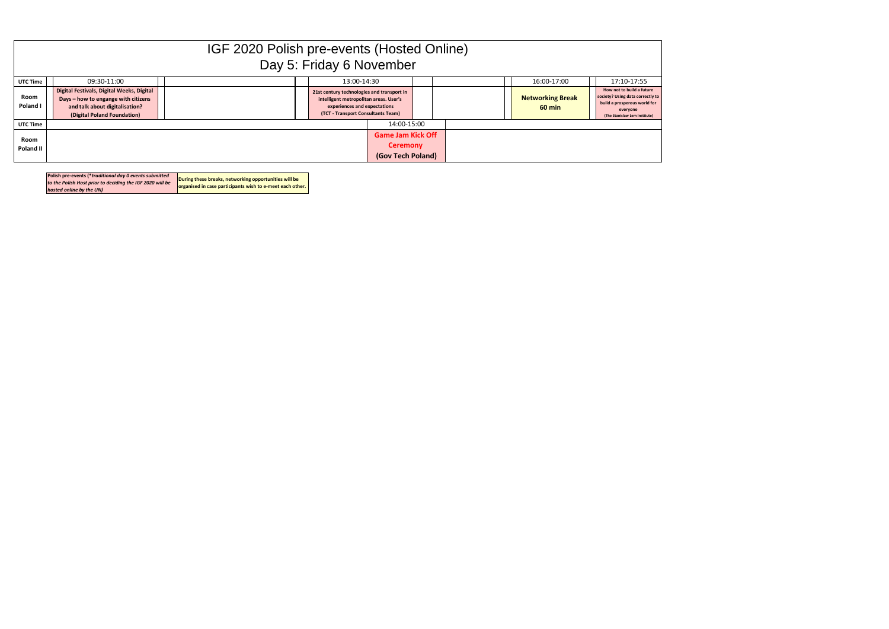# IGF 2020 Polish pre-events (Hosted Online)

## Day 5: Friday 6 November

| UTC Time | 09:30-11:00 | | 13:00-14:30 | | 16:00-17:00 | 17:10-17:55 |
|---|---|---|---|---|---|---|
| Room Poland I | **Digital Festivals, Digital Weeks, Digital Days – how to engange with citizens and talk about digitalisation? (Digital Poland Foundation)** | | **21st century technologies and transport in intelligent metropolitan areas. User's experiences and expectations (TCT - Transport Consultants Team)** | | **Networking Break 60 min** | **How not to build a future society? Using data correctly to build a prosperous world for everyone (The Stanisław Lem Institute)** |
| UTC Time | | | 14:00-15:00 | | | |
| Room Poland II | | | **Game Jam Kick Off Ceremony (Gov Tech Poland)** | | | |

| | |
|---|---|
| **Polish pre-events (*traditional day 0 events submitted to the Polish Host prior to deciding the IGF 2020 will be hosted online by the UN)*** | **During these breaks, networking opportunities will be organised in case participants wish to e-meet each other.** |